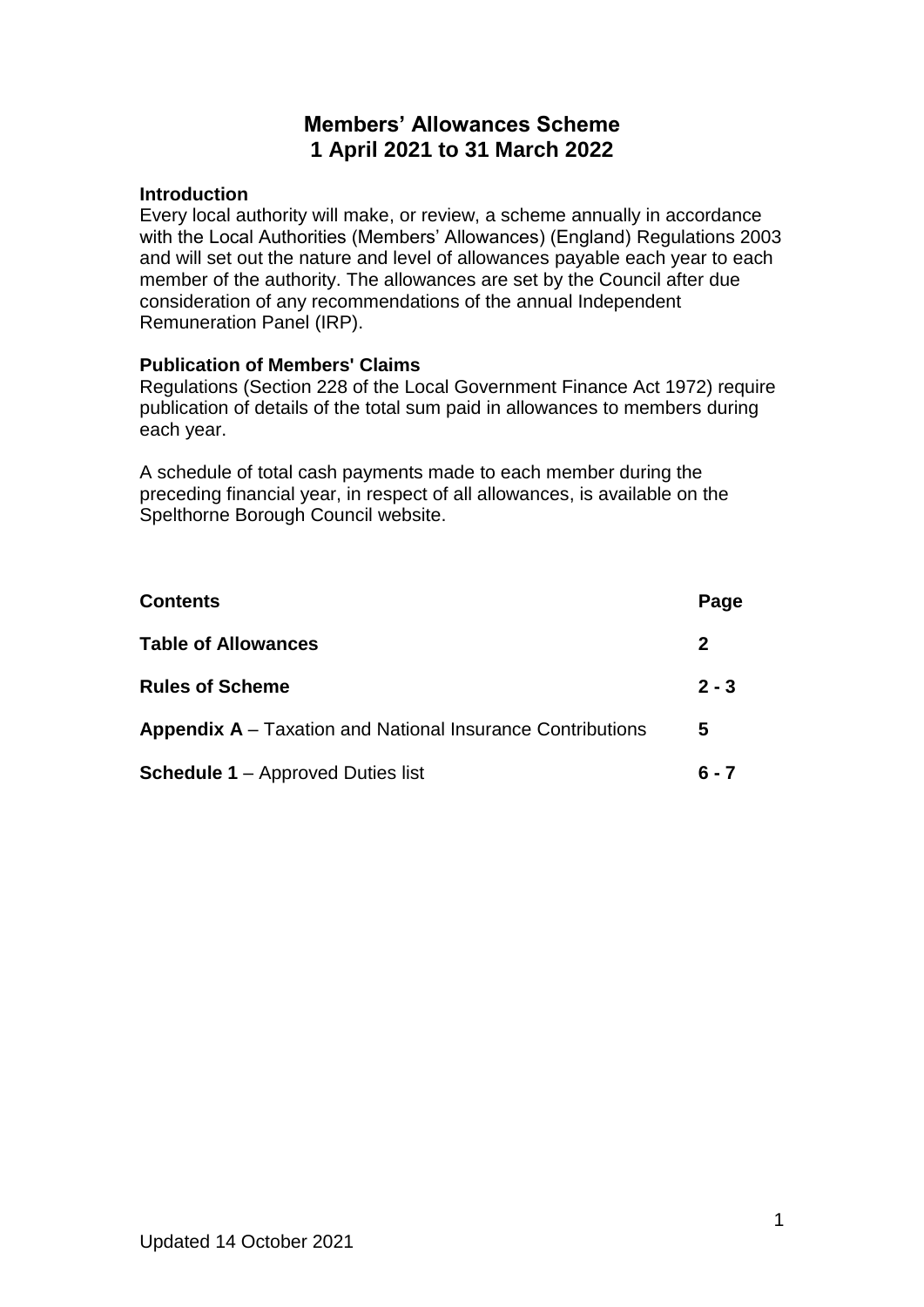# Members' Allowances Scheme
# 1 April 2021 to 31 March 2022

**Introduction**
Every local authority will make, or review, a scheme annually in accordance with the Local Authorities (Members' Allowances) (England) Regulations 2003 and will set out the nature and level of allowances payable each year to each member of the authority. The allowances are set by the Council after due consideration of any recommendations of the annual Independent Remuneration Panel (IRP).

**Publication of Members' Claims**
Regulations (Section 228 of the Local Government Finance Act 1972) require publication of details of the total sum paid in allowances to members during each year.

A schedule of total cash payments made to each member during the preceding financial year, in respect of all allowances, is available on the Spelthorne Borough Council website.

| **Contents** | **Page** |
|---|---|
| **Table of Allowances** | **2** |
| **Rules of Scheme** | **2 - 3** |
| **Appendix A** – Taxation and National Insurance Contributions | **5** |
| **Schedule 1** – Approved Duties list | **6 - 7** |

Updated 14 October 2021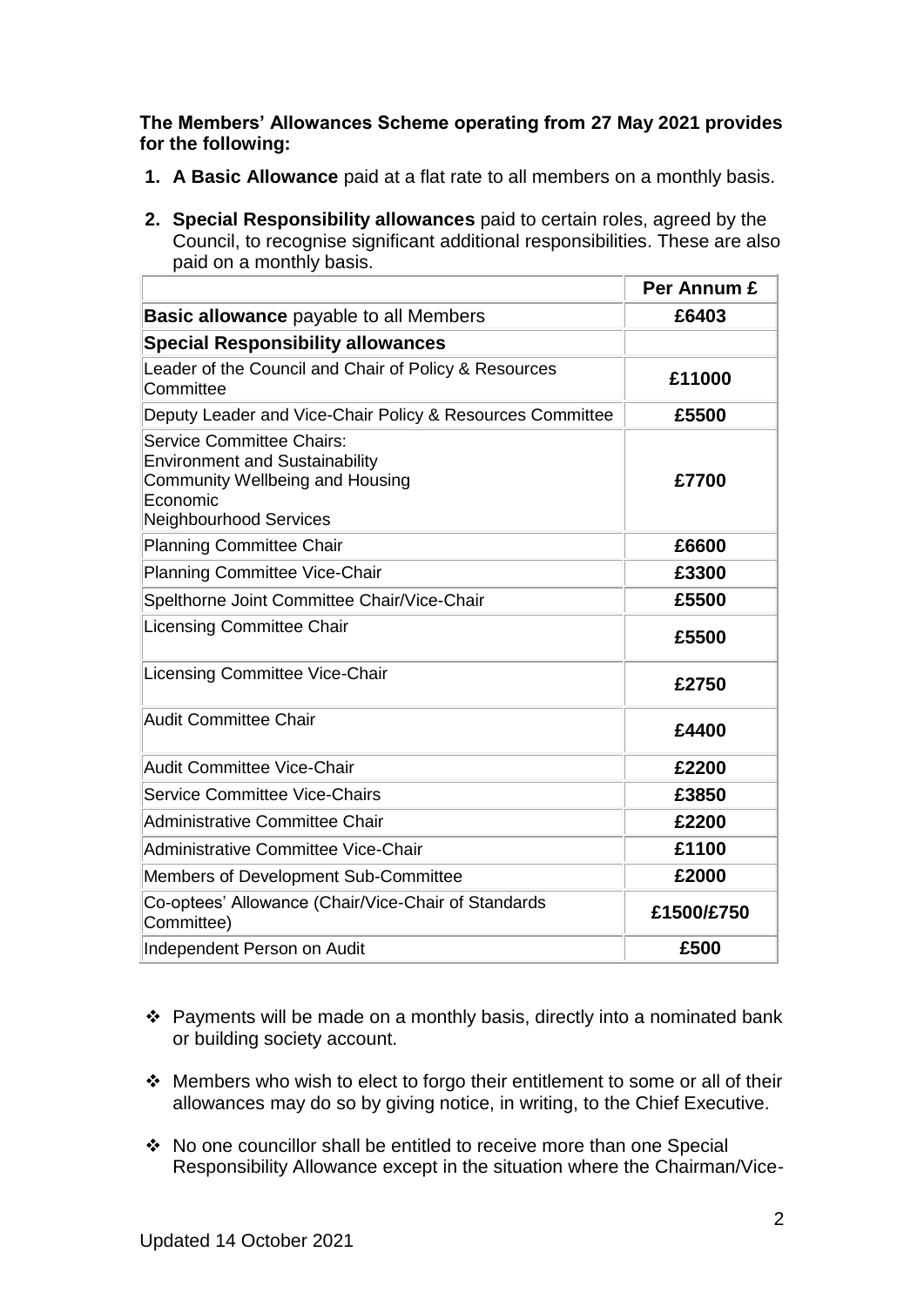**The Members' Allowances Scheme operating from 27 May 2021 provides for the following:**

1. **A Basic Allowance** paid at a flat rate to all members on a monthly basis.

2. **Special Responsibility allowances** paid to certain roles, agreed by the Council, to recognise significant additional responsibilities. These are also paid on a monthly basis.

| | Per Annum £ |
|---|---|
| **Basic allowance** payable to all Members | **£6403** |
| **Special Responsibility allowances** | |
| Leader of the Council and Chair of Policy & Resources Committee | **£11000** |
| Deputy Leader and Vice-Chair Policy & Resources Committee | **£5500** |
| Service Committee Chairs:<br>Environment and Sustainability<br>Community Wellbeing and Housing<br>Economic<br>Neighbourhood Services | **£7700** |
| Planning Committee Chair | **£6600** |
| Planning Committee Vice-Chair | **£3300** |
| Spelthorne Joint Committee Chair/Vice-Chair | **£5500** |
| Licensing Committee Chair | **£5500** |
| Licensing Committee Vice-Chair | **£2750** |
| Audit Committee Chair | **£4400** |
| Audit Committee Vice-Chair | **£2200** |
| Service Committee Vice-Chairs | **£3850** |
| Administrative Committee Chair | **£2200** |
| Administrative Committee Vice-Chair | **£1100** |
| Members of Development Sub-Committee | **£2000** |
| Co-optees' Allowance (Chair/Vice-Chair of Standards Committee) | **£1500/£750** |
| Independent Person on Audit | **£500** |

- Payments will be made on a monthly basis, directly into a nominated bank or building society account.

- Members who wish to elect to forgo their entitlement to some or all of their allowances may do so by giving notice, in writing, to the Chief Executive.

- No one councillor shall be entitled to receive more than one Special Responsibility Allowance except in the situation where the Chairman/Vice-

Updated 14 October 2021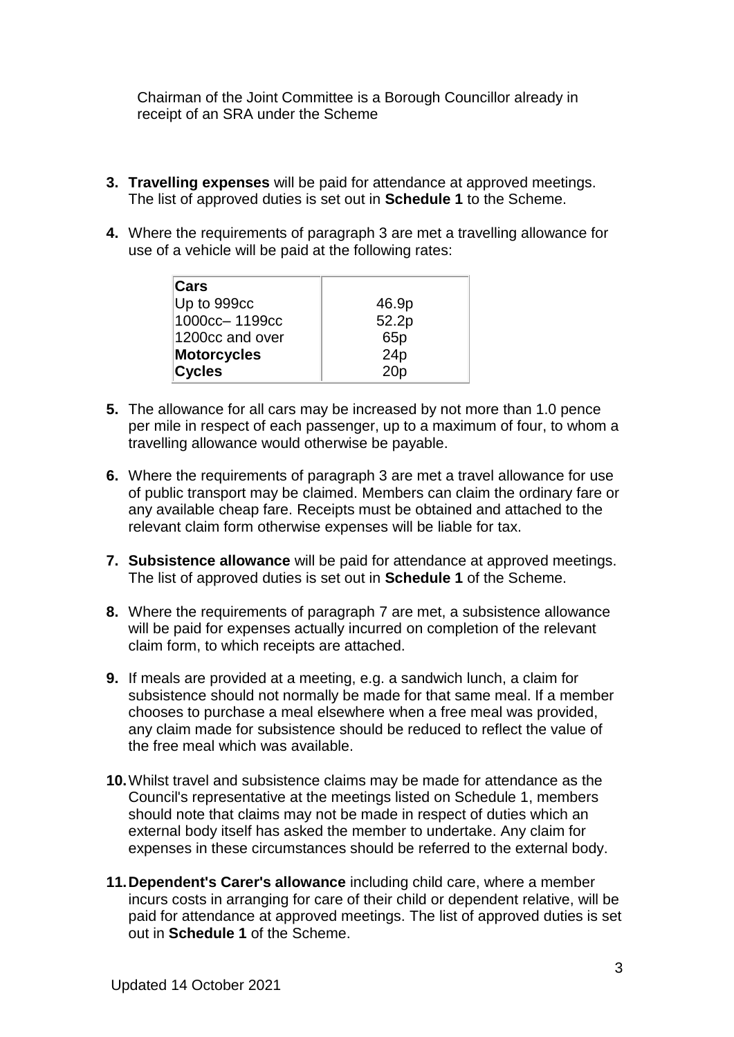Chairman of the Joint Committee is a Borough Councillor already in receipt of an SRA under the Scheme

3. **Travelling expenses** will be paid for attendance at approved meetings. The list of approved duties is set out in **Schedule 1** to the Scheme.

4. Where the requirements of paragraph 3 are met a travelling allowance for use of a vehicle will be paid at the following rates:

| **Cars** | |
|---|---|
| Up to 999cc | 46.9p |
| 1000cc– 1199cc | 52.2p |
| 1200cc and over | 65p |
| **Motorcycles** | 24p |
| **Cycles** | 20p |

5. The allowance for all cars may be increased by not more than 1.0 pence per mile in respect of each passenger, up to a maximum of four, to whom a travelling allowance would otherwise be payable.

6. Where the requirements of paragraph 3 are met a travel allowance for use of public transport may be claimed. Members can claim the ordinary fare or any available cheap fare. Receipts must be obtained and attached to the relevant claim form otherwise expenses will be liable for tax.

7. **Subsistence allowance** will be paid for attendance at approved meetings. The list of approved duties is set out in **Schedule 1** of the Scheme.

8. Where the requirements of paragraph 7 are met, a subsistence allowance will be paid for expenses actually incurred on completion of the relevant claim form, to which receipts are attached.

9. If meals are provided at a meeting, e.g. a sandwich lunch, a claim for subsistence should not normally be made for that same meal. If a member chooses to purchase a meal elsewhere when a free meal was provided, any claim made for subsistence should be reduced to reflect the value of the free meal which was available.

10. Whilst travel and subsistence claims may be made for attendance as the Council's representative at the meetings listed on Schedule 1, members should note that claims may not be made in respect of duties which an external body itself has asked the member to undertake. Any claim for expenses in these circumstances should be referred to the external body.

11. **Dependent's Carer's allowance** including child care, where a member incurs costs in arranging for care of their child or dependent relative, will be paid for attendance at approved meetings. The list of approved duties is set out in **Schedule 1** of the Scheme.

Updated 14 October 2021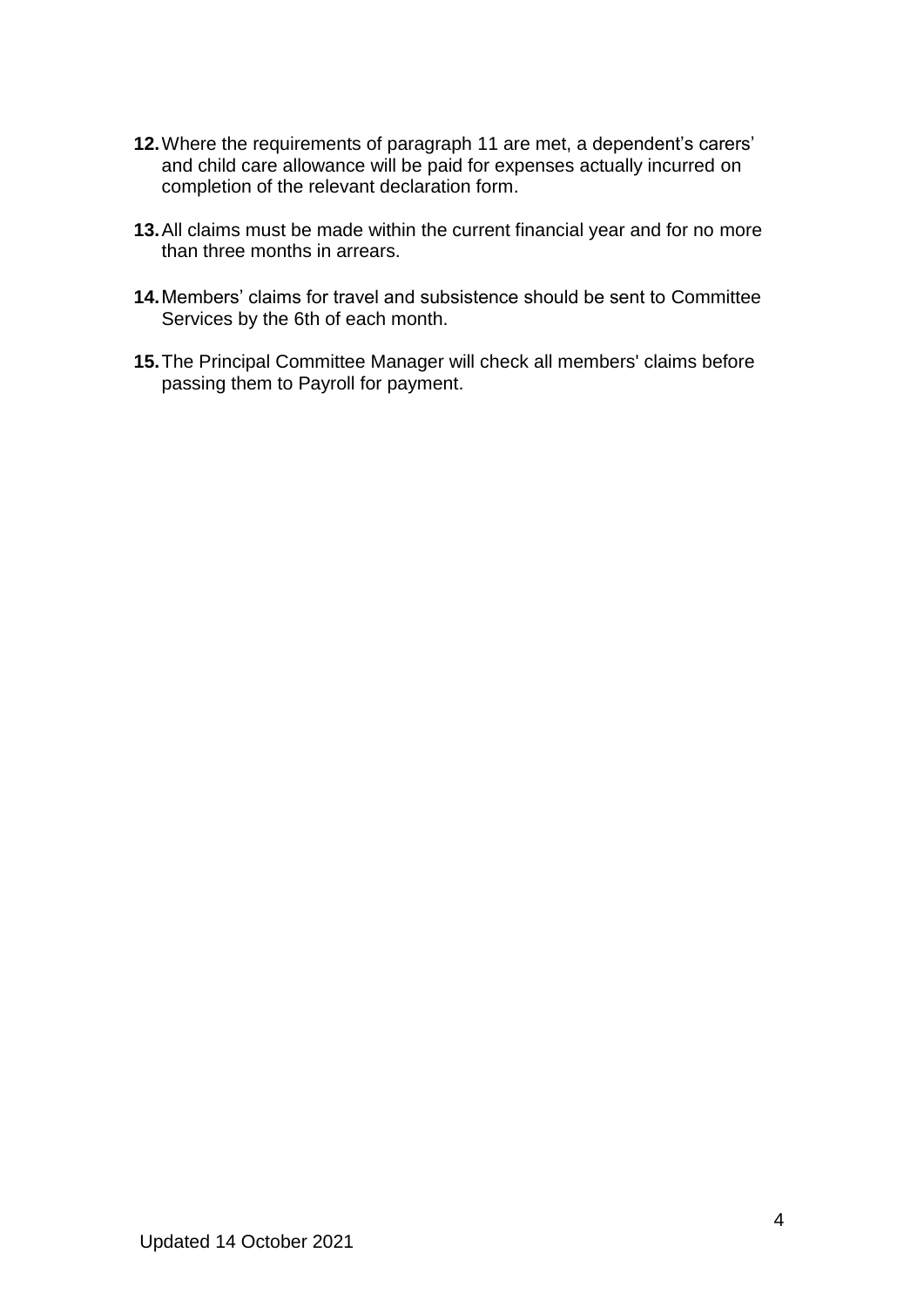**12.** Where the requirements of paragraph 11 are met, a dependent's carers' and child care allowance will be paid for expenses actually incurred on completion of the relevant declaration form.

**13.** All claims must be made within the current financial year and for no more than three months in arrears.

**14.** Members' claims for travel and subsistence should be sent to Committee Services by the 6th of each month.

**15.** The Principal Committee Manager will check all members' claims before passing them to Payroll for payment.

Updated 14 October 2021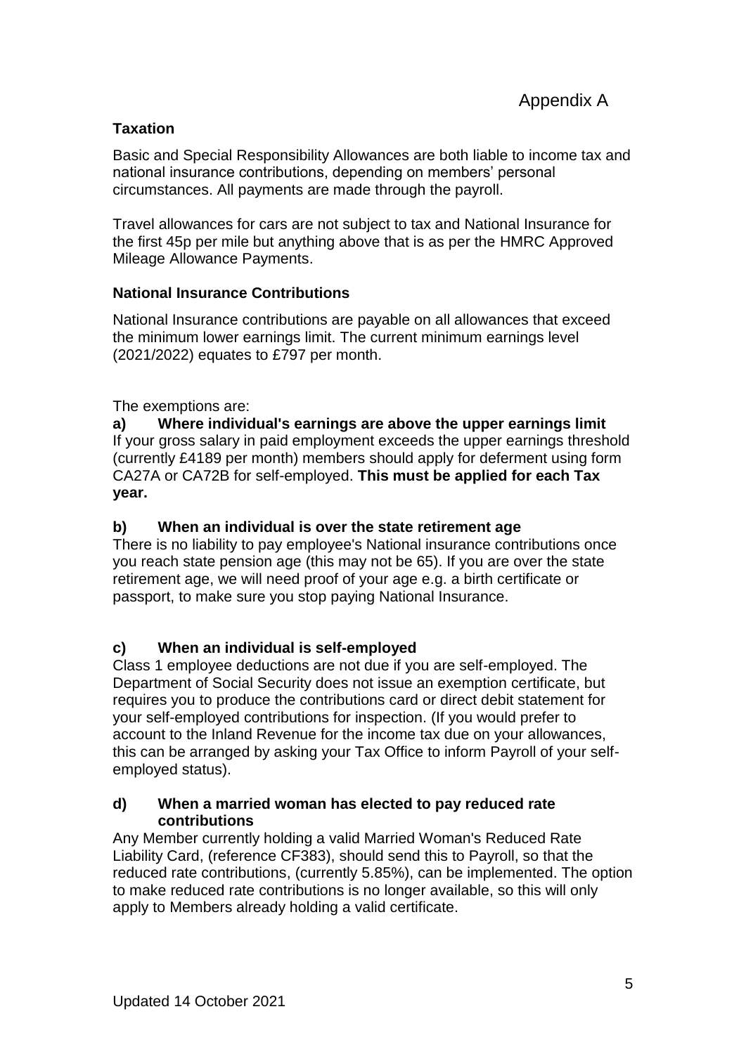Appendix A

## Taxation

Basic and Special Responsibility Allowances are both liable to income tax and national insurance contributions, depending on members' personal circumstances. All payments are made through the payroll.

Travel allowances for cars are not subject to tax and National Insurance for the first 45p per mile but anything above that is as per the HMRC Approved Mileage Allowance Payments.

## National Insurance Contributions

National Insurance contributions are payable on all allowances that exceed the minimum lower earnings limit. The current minimum earnings level (2021/2022) equates to £797 per month.

The exemptions are:

**a) Where individual's earnings are above the upper earnings limit**
If your gross salary in paid employment exceeds the upper earnings threshold (currently £4189 per month) members should apply for deferment using form CA27A or CA72B for self-employed. **This must be applied for each Tax year.**

**b) When an individual is over the state retirement age**
There is no liability to pay employee's National insurance contributions once you reach state pension age (this may not be 65). If you are over the state retirement age, we will need proof of your age e.g. a birth certificate or passport, to make sure you stop paying National Insurance.

**c) When an individual is self-employed**
Class 1 employee deductions are not due if you are self-employed. The Department of Social Security does not issue an exemption certificate, but requires you to produce the contributions card or direct debit statement for your self-employed contributions for inspection. (If you would prefer to account to the Inland Revenue for the income tax due on your allowances, this can be arranged by asking your Tax Office to inform Payroll of your self-employed status).

**d) When a married woman has elected to pay reduced rate contributions**
Any Member currently holding a valid Married Woman's Reduced Rate Liability Card, (reference CF383), should send this to Payroll, so that the reduced rate contributions, (currently 5.85%), can be implemented. The option to make reduced rate contributions is no longer available, so this will only apply to Members already holding a valid certificate.

Updated 14 October 2021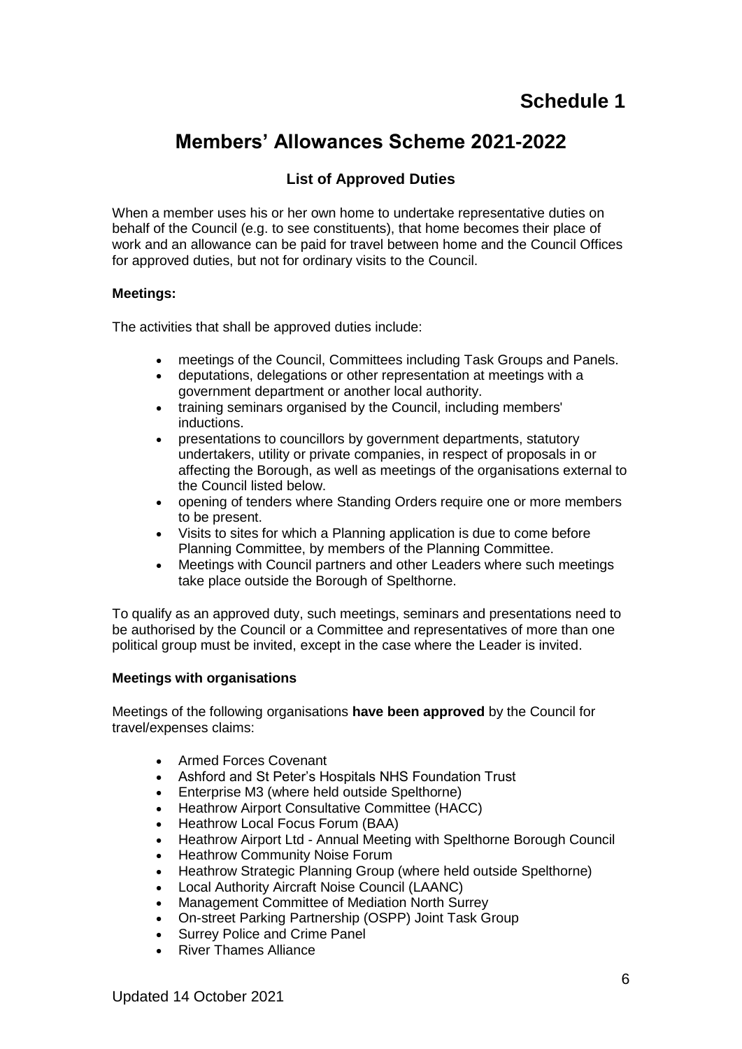# Schedule 1

## Members' Allowances Scheme 2021-2022

### List of Approved Duties

When a member uses his or her own home to undertake representative duties on behalf of the Council (e.g. to see constituents), that home becomes their place of work and an allowance can be paid for travel between home and the Council Offices for approved duties, but not for ordinary visits to the Council.

**Meetings:**

The activities that shall be approved duties include:

- meetings of the Council, Committees including Task Groups and Panels.
- deputations, delegations or other representation at meetings with a government department or another local authority.
- training seminars organised by the Council, including members' inductions.
- presentations to councillors by government departments, statutory undertakers, utility or private companies, in respect of proposals in or affecting the Borough, as well as meetings of the organisations external to the Council listed below.
- opening of tenders where Standing Orders require one or more members to be present.
- Visits to sites for which a Planning application is due to come before Planning Committee, by members of the Planning Committee.
- Meetings with Council partners and other Leaders where such meetings take place outside the Borough of Spelthorne.

To qualify as an approved duty, such meetings, seminars and presentations need to be authorised by the Council or a Committee and representatives of more than one political group must be invited, except in the case where the Leader is invited.

**Meetings with organisations**

Meetings of the following organisations **have been approved** by the Council for travel/expenses claims:

- Armed Forces Covenant
- Ashford and St Peter's Hospitals NHS Foundation Trust
- Enterprise M3 (where held outside Spelthorne)
- Heathrow Airport Consultative Committee (HACC)
- Heathrow Local Focus Forum (BAA)
- Heathrow Airport Ltd - Annual Meeting with Spelthorne Borough Council
- Heathrow Community Noise Forum
- Heathrow Strategic Planning Group (where held outside Spelthorne)
- Local Authority Aircraft Noise Council (LAANC)
- Management Committee of Mediation North Surrey
- On-street Parking Partnership (OSPP) Joint Task Group
- Surrey Police and Crime Panel
- River Thames Alliance

Updated 14 October 2021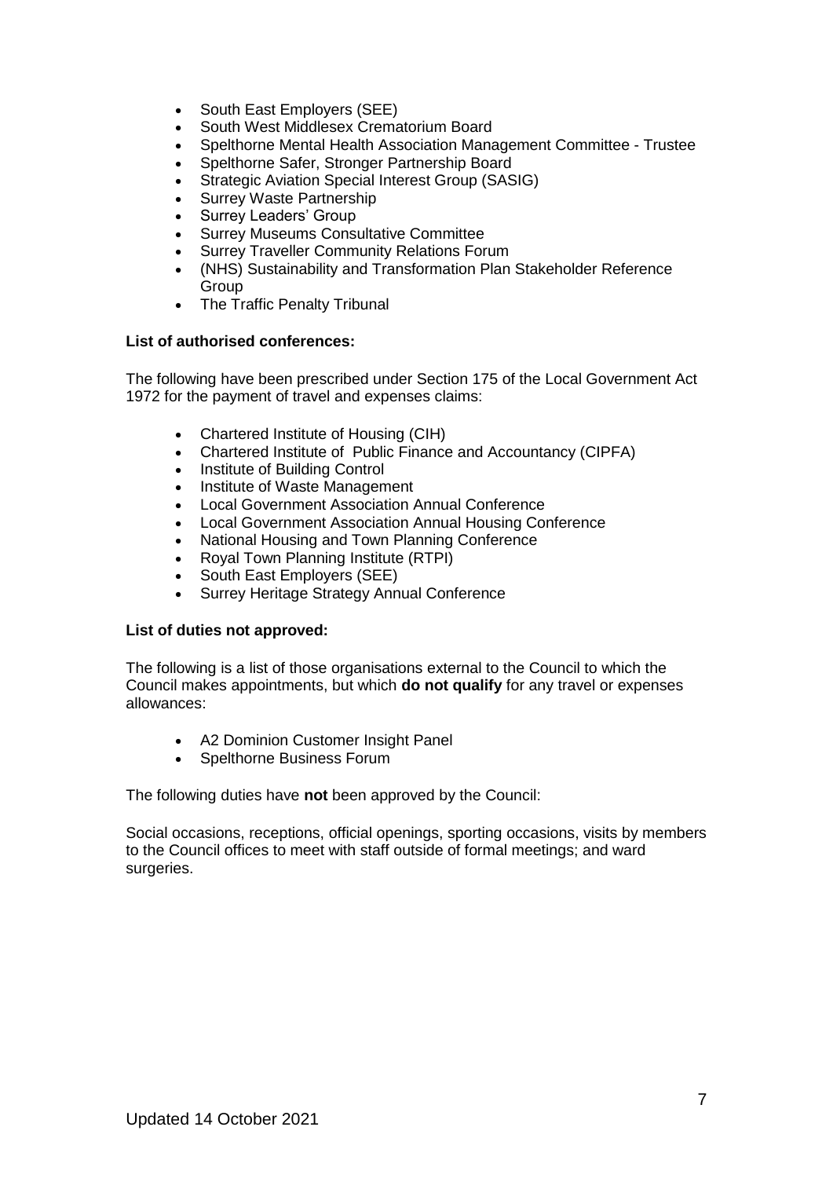- South East Employers (SEE)
- South West Middlesex Crematorium Board
- Spelthorne Mental Health Association Management Committee - Trustee
- Spelthorne Safer, Stronger Partnership Board
- Strategic Aviation Special Interest Group (SASIG)
- Surrey Waste Partnership
- Surrey Leaders' Group
- Surrey Museums Consultative Committee
- Surrey Traveller Community Relations Forum
- (NHS) Sustainability and Transformation Plan Stakeholder Reference Group
- The Traffic Penalty Tribunal

**List of authorised conferences:**

The following have been prescribed under Section 175 of the Local Government Act 1972 for the payment of travel and expenses claims:

- Chartered Institute of Housing (CIH)
- Chartered Institute of Public Finance and Accountancy (CIPFA)
- Institute of Building Control
- Institute of Waste Management
- Local Government Association Annual Conference
- Local Government Association Annual Housing Conference
- National Housing and Town Planning Conference
- Royal Town Planning Institute (RTPI)
- South East Employers (SEE)
- Surrey Heritage Strategy Annual Conference

**List of duties not approved:**

The following is a list of those organisations external to the Council to which the Council makes appointments, but which **do not qualify** for any travel or expenses allowances:

- A2 Dominion Customer Insight Panel
- Spelthorne Business Forum

The following duties have **not** been approved by the Council:

Social occasions, receptions, official openings, sporting occasions, visits by members to the Council offices to meet with staff outside of formal meetings; and ward surgeries.

Updated 14 October 2021